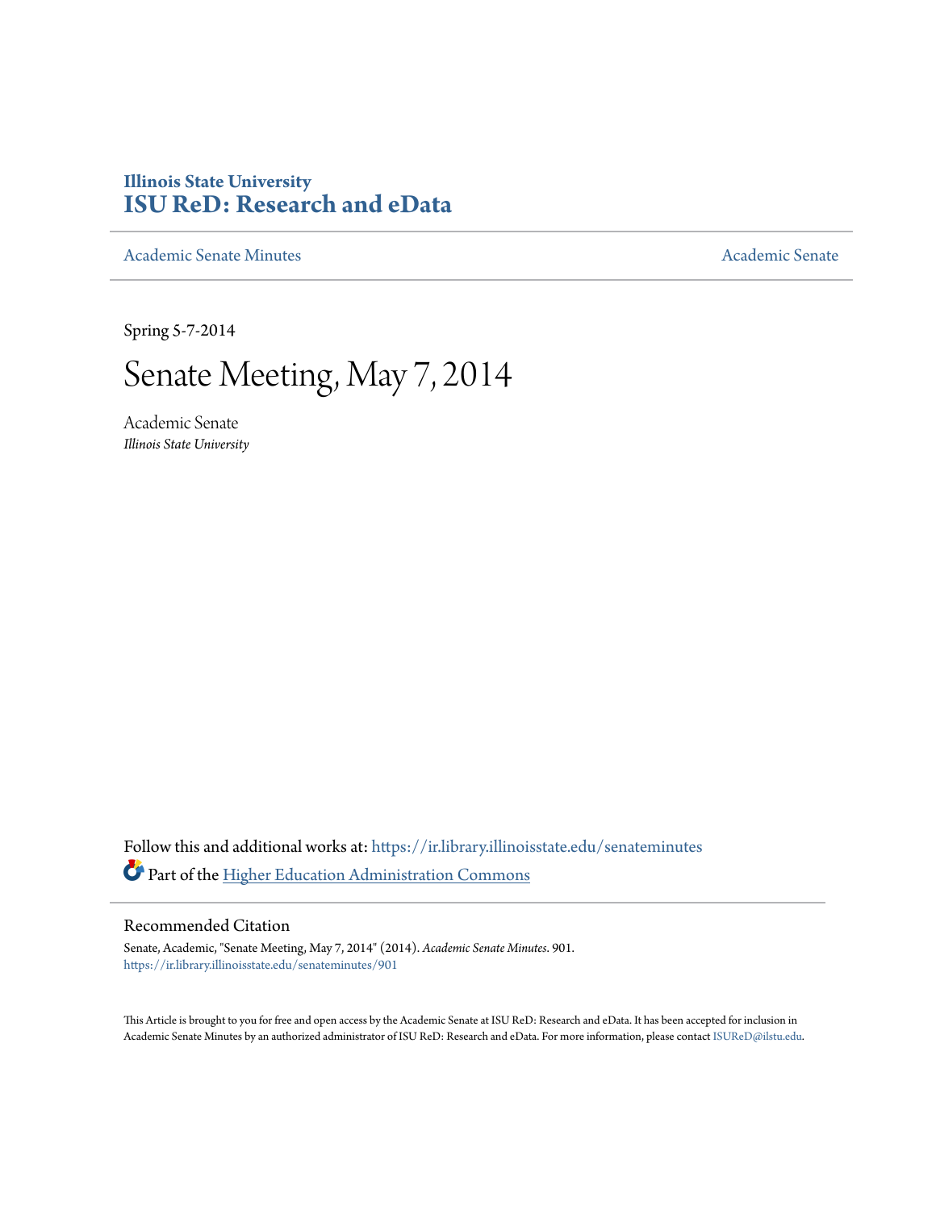Illinois State University

# ISU ReD: Research and eData

Academic Senate Minutes Academic Senate

Spring 5-7-2014

# Senate Meeting, May 7, 2014

Academic Senate

*Illinois State University*

Follow this and additional works at: https://ir.library.illinoisstate.edu/senateminutes

Part of the Higher Education Administration Commons

## Recommended Citation

Senate, Academic, "Senate Meeting, May 7, 2014" (2014). *Academic Senate Minutes*. 901.
https://ir.library.illinoisstate.edu/senateminutes/901

This Article is brought to you for free and open access by the Academic Senate at ISU ReD: Research and eData. It has been accepted for inclusion in Academic Senate Minutes by an authorized administrator of ISU ReD: Research and eData. For more information, please contact ISUReD@ilstu.edu.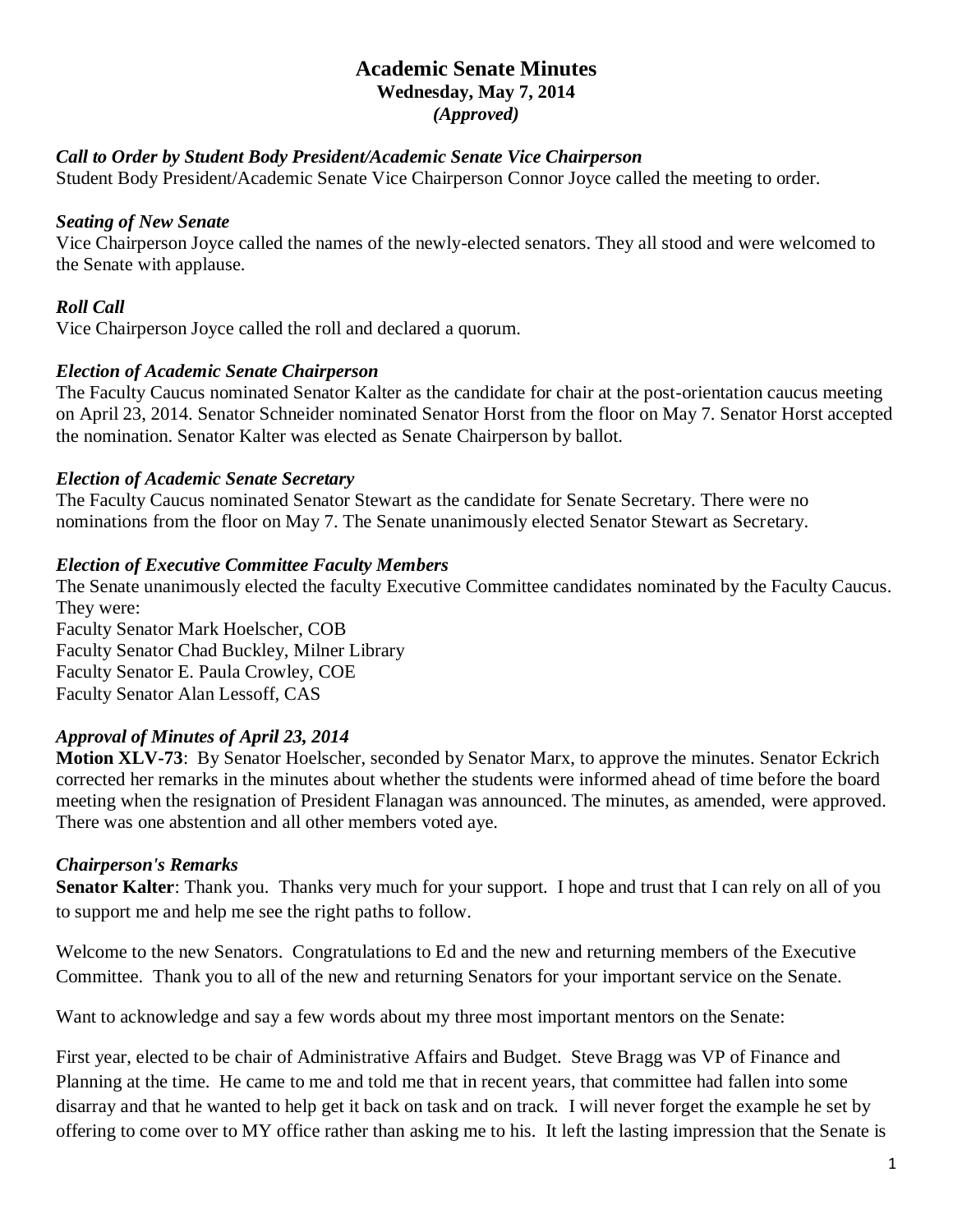# Academic Senate Minutes

**Wednesday, May 7, 2014**

***(Approved)***

### *Call to Order by Student Body President/Academic Senate Vice Chairperson*

Student Body President/Academic Senate Vice Chairperson Connor Joyce called the meeting to order.

### *Seating of New Senate*

Vice Chairperson Joyce called the names of the newly-elected senators. They all stood and were welcomed to the Senate with applause.

### *Roll Call*

Vice Chairperson Joyce called the roll and declared a quorum.

### *Election of Academic Senate Chairperson*

The Faculty Caucus nominated Senator Kalter as the candidate for chair at the post-orientation caucus meeting on April 23, 2014. Senator Schneider nominated Senator Horst from the floor on May 7. Senator Horst accepted the nomination. Senator Kalter was elected as Senate Chairperson by ballot.

### *Election of Academic Senate Secretary*

The Faculty Caucus nominated Senator Stewart as the candidate for Senate Secretary. There were no nominations from the floor on May 7. The Senate unanimously elected Senator Stewart as Secretary.

### *Election of Executive Committee Faculty Members*

The Senate unanimously elected the faculty Executive Committee candidates nominated by the Faculty Caucus. They were:

Faculty Senator Mark Hoelscher, COB
Faculty Senator Chad Buckley, Milner Library
Faculty Senator E. Paula Crowley, COE
Faculty Senator Alan Lessoff, CAS

### *Approval of Minutes of April 23, 2014*

**Motion XLV-73**: By Senator Hoelscher, seconded by Senator Marx, to approve the minutes. Senator Eckrich corrected her remarks in the minutes about whether the students were informed ahead of time before the board meeting when the resignation of President Flanagan was announced. The minutes, as amended, were approved. There was one abstention and all other members voted aye.

### *Chairperson's Remarks*

**Senator Kalter**: Thank you. Thanks very much for your support. I hope and trust that I can rely on all of you to support me and help me see the right paths to follow.

Welcome to the new Senators. Congratulations to Ed and the new and returning members of the Executive Committee. Thank you to all of the new and returning Senators for your important service on the Senate.

Want to acknowledge and say a few words about my three most important mentors on the Senate:

First year, elected to be chair of Administrative Affairs and Budget. Steve Bragg was VP of Finance and Planning at the time. He came to me and told me that in recent years, that committee had fallen into some disarray and that he wanted to help get it back on task and on track. I will never forget the example he set by offering to come over to MY office rather than asking me to his. It left the lasting impression that the Senate is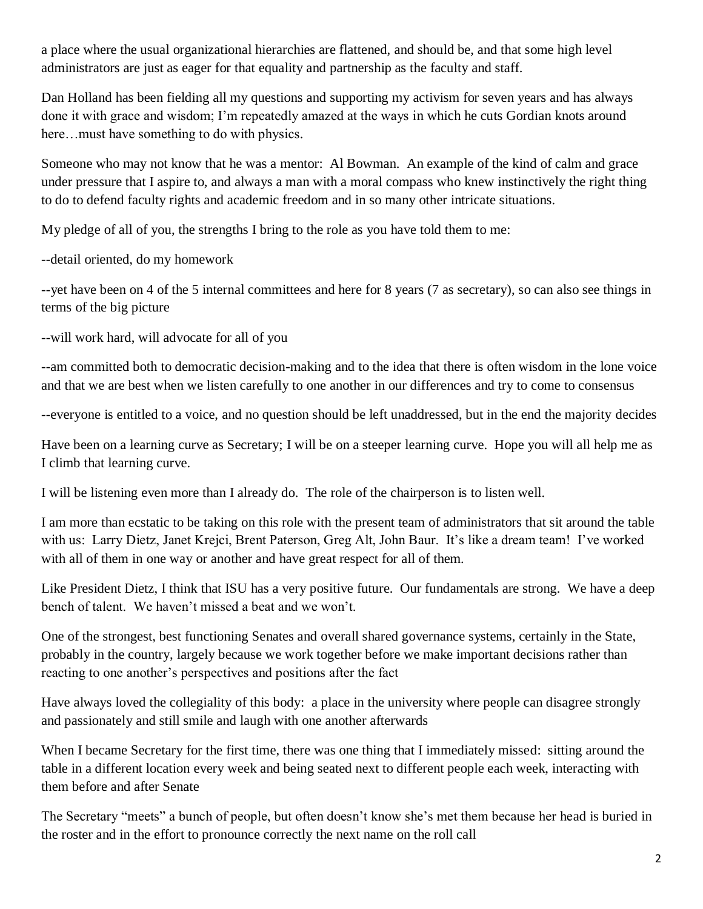a place where the usual organizational hierarchies are flattened, and should be, and that some high level administrators are just as eager for that equality and partnership as the faculty and staff.

Dan Holland has been fielding all my questions and supporting my activism for seven years and has always done it with grace and wisdom; I'm repeatedly amazed at the ways in which he cuts Gordian knots around here…must have something to do with physics.

Someone who may not know that he was a mentor: Al Bowman. An example of the kind of calm and grace under pressure that I aspire to, and always a man with a moral compass who knew instinctively the right thing to do to defend faculty rights and academic freedom and in so many other intricate situations.

My pledge of all of you, the strengths I bring to the role as you have told them to me:

--detail oriented, do my homework

--yet have been on 4 of the 5 internal committees and here for 8 years (7 as secretary), so can also see things in terms of the big picture

--will work hard, will advocate for all of you

--am committed both to democratic decision-making and to the idea that there is often wisdom in the lone voice and that we are best when we listen carefully to one another in our differences and try to come to consensus

--everyone is entitled to a voice, and no question should be left unaddressed, but in the end the majority decides

Have been on a learning curve as Secretary; I will be on a steeper learning curve. Hope you will all help me as I climb that learning curve.

I will be listening even more than I already do. The role of the chairperson is to listen well.

I am more than ecstatic to be taking on this role with the present team of administrators that sit around the table with us: Larry Dietz, Janet Krejci, Brent Paterson, Greg Alt, John Baur. It's like a dream team! I've worked with all of them in one way or another and have great respect for all of them.

Like President Dietz, I think that ISU has a very positive future. Our fundamentals are strong. We have a deep bench of talent. We haven't missed a beat and we won't.

One of the strongest, best functioning Senates and overall shared governance systems, certainly in the State, probably in the country, largely because we work together before we make important decisions rather than reacting to one another's perspectives and positions after the fact

Have always loved the collegiality of this body: a place in the university where people can disagree strongly and passionately and still smile and laugh with one another afterwards

When I became Secretary for the first time, there was one thing that I immediately missed: sitting around the table in a different location every week and being seated next to different people each week, interacting with them before and after Senate

The Secretary "meets" a bunch of people, but often doesn't know she's met them because her head is buried in the roster and in the effort to pronounce correctly the next name on the roll call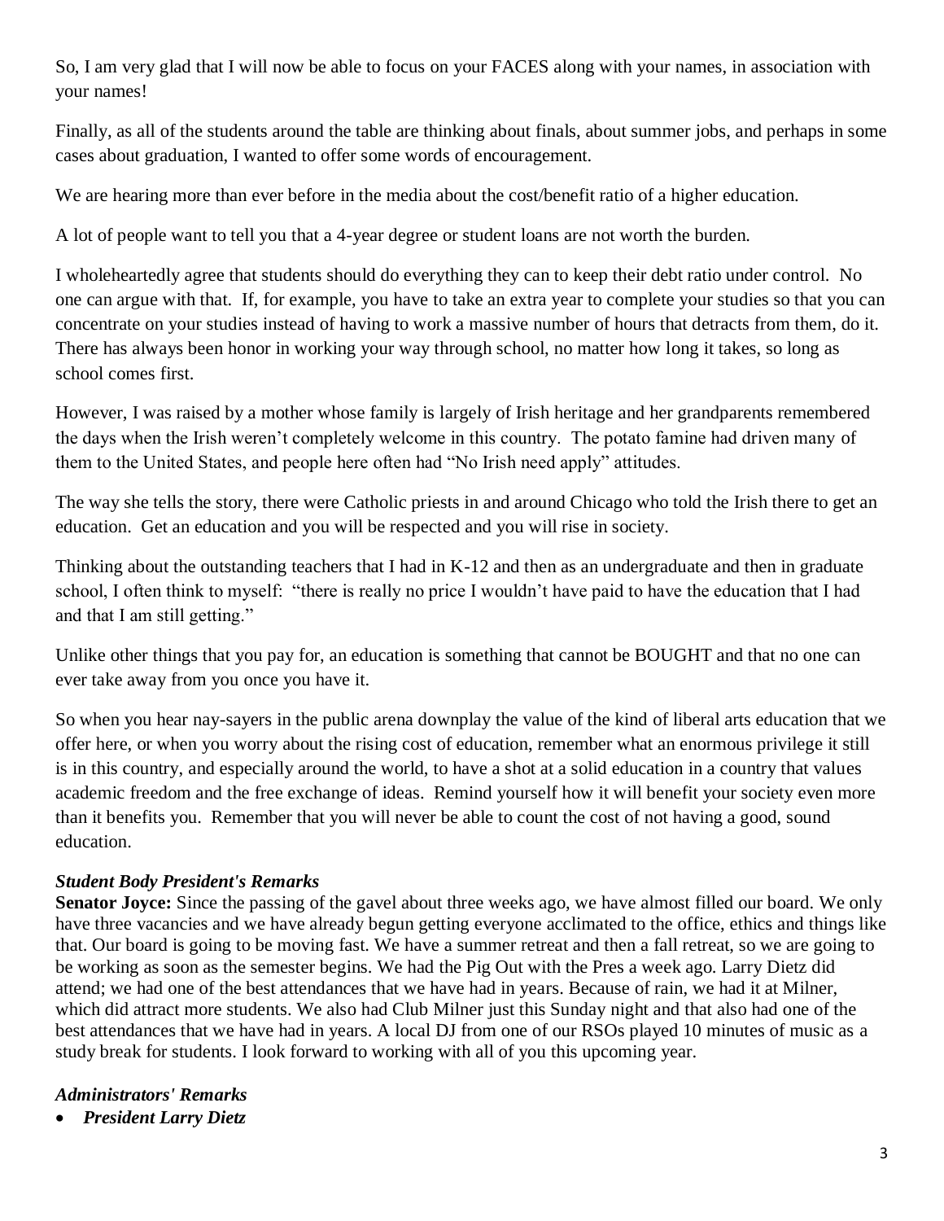So, I am very glad that I will now be able to focus on your FACES along with your names, in association with your names!

Finally, as all of the students around the table are thinking about finals, about summer jobs, and perhaps in some cases about graduation, I wanted to offer some words of encouragement.

We are hearing more than ever before in the media about the cost/benefit ratio of a higher education.

A lot of people want to tell you that a 4-year degree or student loans are not worth the burden.

I wholeheartedly agree that students should do everything they can to keep their debt ratio under control. No one can argue with that. If, for example, you have to take an extra year to complete your studies so that you can concentrate on your studies instead of having to work a massive number of hours that detracts from them, do it. There has always been honor in working your way through school, no matter how long it takes, so long as school comes first.

However, I was raised by a mother whose family is largely of Irish heritage and her grandparents remembered the days when the Irish weren't completely welcome in this country. The potato famine had driven many of them to the United States, and people here often had "No Irish need apply" attitudes.

The way she tells the story, there were Catholic priests in and around Chicago who told the Irish there to get an education. Get an education and you will be respected and you will rise in society.

Thinking about the outstanding teachers that I had in K-12 and then as an undergraduate and then in graduate school, I often think to myself: "there is really no price I wouldn't have paid to have the education that I had and that I am still getting."

Unlike other things that you pay for, an education is something that cannot be BOUGHT and that no one can ever take away from you once you have it.

So when you hear nay-sayers in the public arena downplay the value of the kind of liberal arts education that we offer here, or when you worry about the rising cost of education, remember what an enormous privilege it still is in this country, and especially around the world, to have a shot at a solid education in a country that values academic freedom and the free exchange of ideas. Remind yourself how it will benefit your society even more than it benefits you. Remember that you will never be able to count the cost of not having a good, sound education.

***Student Body President's Remarks***

**Senator Joyce:** Since the passing of the gavel about three weeks ago, we have almost filled our board. We only have three vacancies and we have already begun getting everyone acclimated to the office, ethics and things like that. Our board is going to be moving fast. We have a summer retreat and then a fall retreat, so we are going to be working as soon as the semester begins. We had the Pig Out with the Pres a week ago. Larry Dietz did attend; we had one of the best attendances that we have had in years. Because of rain, we had it at Milner, which did attract more students. We also had Club Milner just this Sunday night and that also had one of the best attendances that we have had in years. A local DJ from one of our RSOs played 10 minutes of music as a study break for students. I look forward to working with all of you this upcoming year.

***Administrators' Remarks***

- ***President Larry Dietz***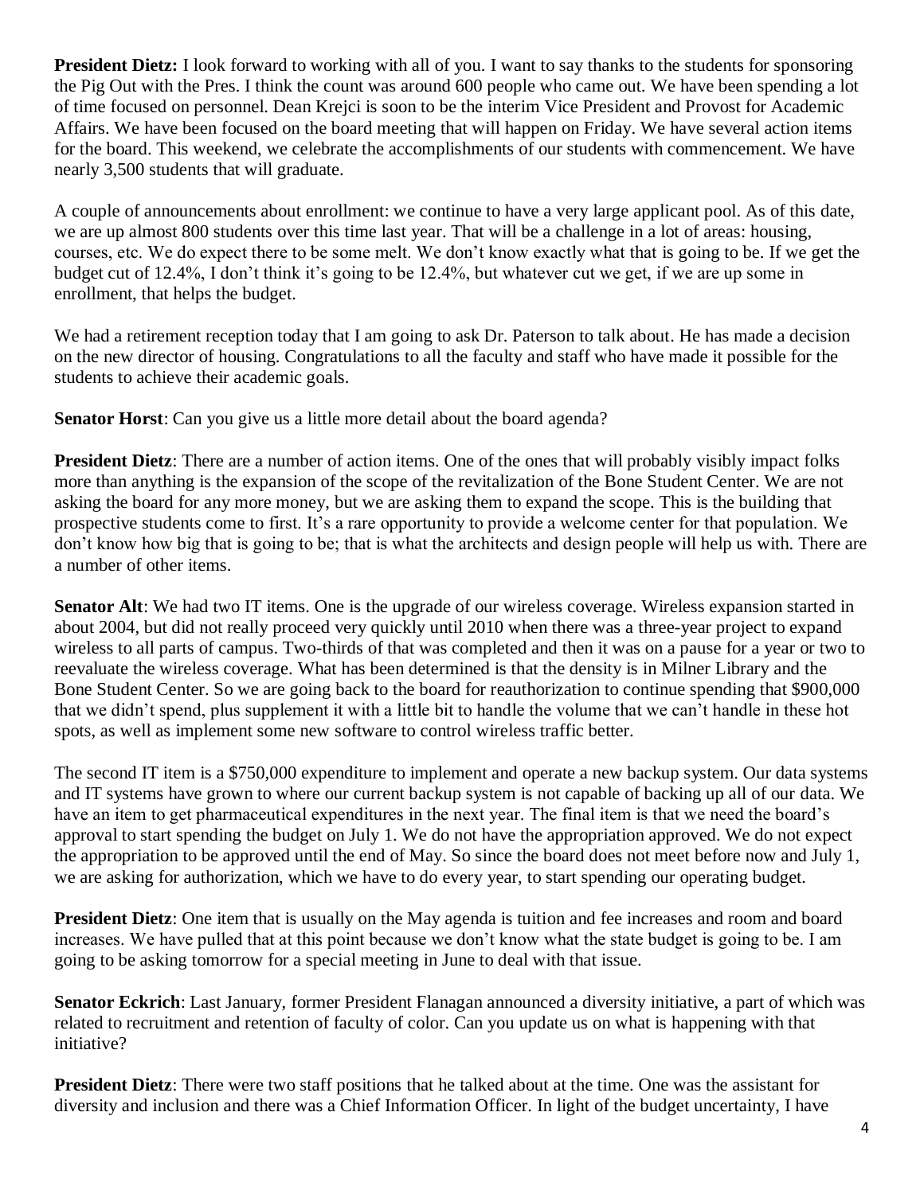**President Dietz:** I look forward to working with all of you. I want to say thanks to the students for sponsoring the Pig Out with the Pres. I think the count was around 600 people who came out. We have been spending a lot of time focused on personnel. Dean Krejci is soon to be the interim Vice President and Provost for Academic Affairs. We have been focused on the board meeting that will happen on Friday. We have several action items for the board. This weekend, we celebrate the accomplishments of our students with commencement. We have nearly 3,500 students that will graduate.

A couple of announcements about enrollment: we continue to have a very large applicant pool. As of this date, we are up almost 800 students over this time last year. That will be a challenge in a lot of areas: housing, courses, etc. We do expect there to be some melt. We don't know exactly what that is going to be. If we get the budget cut of 12.4%, I don't think it's going to be 12.4%, but whatever cut we get, if we are up some in enrollment, that helps the budget.

We had a retirement reception today that I am going to ask Dr. Paterson to talk about. He has made a decision on the new director of housing. Congratulations to all the faculty and staff who have made it possible for the students to achieve their academic goals.

**Senator Horst**: Can you give us a little more detail about the board agenda?

**President Dietz**: There are a number of action items. One of the ones that will probably visibly impact folks more than anything is the expansion of the scope of the revitalization of the Bone Student Center. We are not asking the board for any more money, but we are asking them to expand the scope. This is the building that prospective students come to first. It's a rare opportunity to provide a welcome center for that population. We don't know how big that is going to be; that is what the architects and design people will help us with. There are a number of other items.

**Senator Alt**: We had two IT items. One is the upgrade of our wireless coverage. Wireless expansion started in about 2004, but did not really proceed very quickly until 2010 when there was a three-year project to expand wireless to all parts of campus. Two-thirds of that was completed and then it was on a pause for a year or two to reevaluate the wireless coverage. What has been determined is that the density is in Milner Library and the Bone Student Center. So we are going back to the board for reauthorization to continue spending that $900,000 that we didn't spend, plus supplement it with a little bit to handle the volume that we can't handle in these hot spots, as well as implement some new software to control wireless traffic better.

The second IT item is a $750,000 expenditure to implement and operate a new backup system. Our data systems and IT systems have grown to where our current backup system is not capable of backing up all of our data. We have an item to get pharmaceutical expenditures in the next year. The final item is that we need the board's approval to start spending the budget on July 1. We do not have the appropriation approved. We do not expect the appropriation to be approved until the end of May. So since the board does not meet before now and July 1, we are asking for authorization, which we have to do every year, to start spending our operating budget.

**President Dietz**: One item that is usually on the May agenda is tuition and fee increases and room and board increases. We have pulled that at this point because we don't know what the state budget is going to be. I am going to be asking tomorrow for a special meeting in June to deal with that issue.

**Senator Eckrich**: Last January, former President Flanagan announced a diversity initiative, a part of which was related to recruitment and retention of faculty of color. Can you update us on what is happening with that initiative?

**President Dietz**: There were two staff positions that he talked about at the time. One was the assistant for diversity and inclusion and there was a Chief Information Officer. In light of the budget uncertainty, I have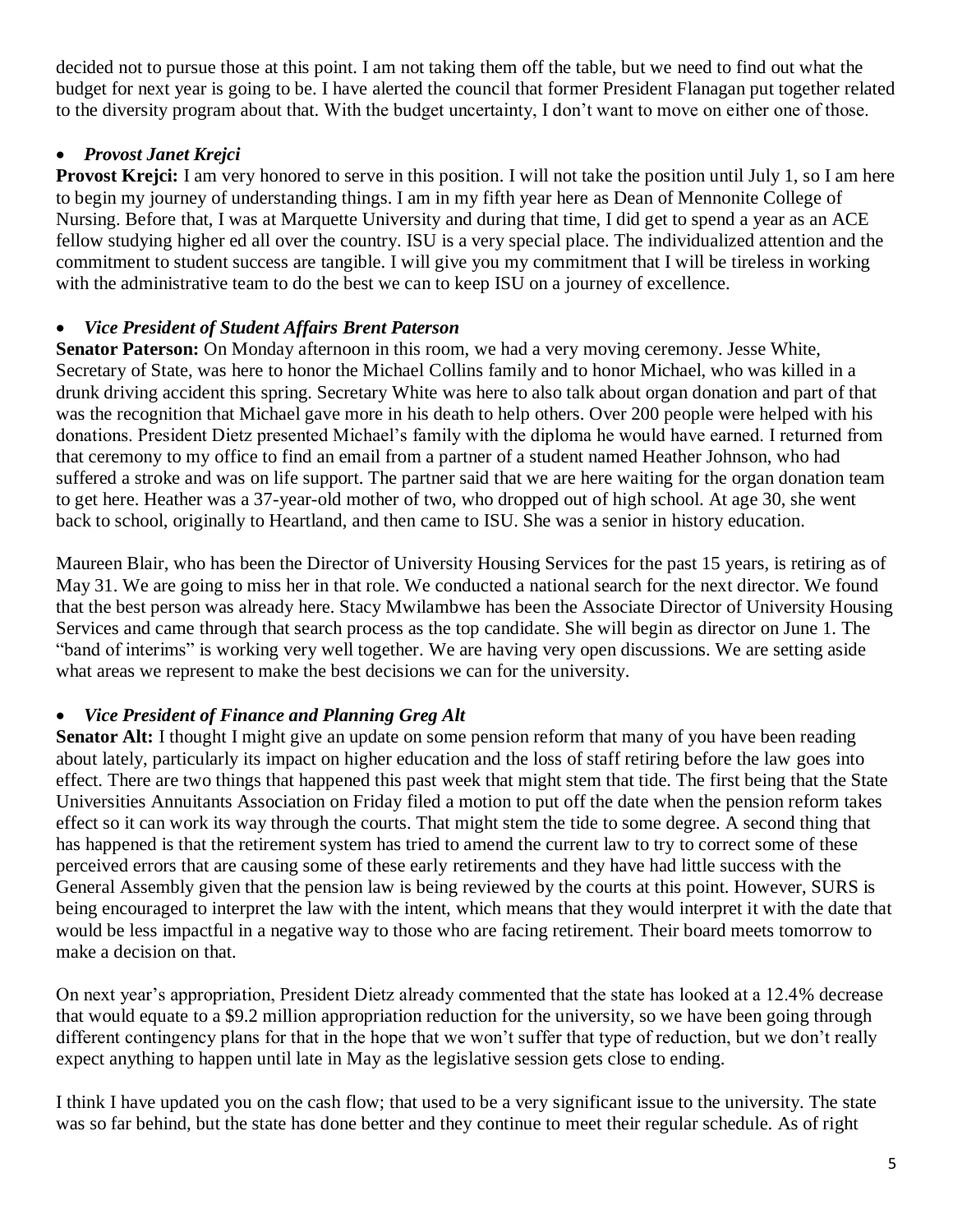decided not to pursue those at this point. I am not taking them off the table, but we need to find out what the budget for next year is going to be. I have alerted the council that former President Flanagan put together related to the diversity program about that. With the budget uncertainty, I don't want to move on either one of those.

- ***Provost Janet Krejci***

**Provost Krejci:** I am very honored to serve in this position. I will not take the position until July 1, so I am here to begin my journey of understanding things. I am in my fifth year here as Dean of Mennonite College of Nursing. Before that, I was at Marquette University and during that time, I did get to spend a year as an ACE fellow studying higher ed all over the country. ISU is a very special place. The individualized attention and the commitment to student success are tangible. I will give you my commitment that I will be tireless in working with the administrative team to do the best we can to keep ISU on a journey of excellence.

- ***Vice President of Student Affairs Brent Paterson***

**Senator Paterson:** On Monday afternoon in this room, we had a very moving ceremony. Jesse White, Secretary of State, was here to honor the Michael Collins family and to honor Michael, who was killed in a drunk driving accident this spring. Secretary White was here to also talk about organ donation and part of that was the recognition that Michael gave more in his death to help others. Over 200 people were helped with his donations. President Dietz presented Michael's family with the diploma he would have earned. I returned from that ceremony to my office to find an email from a partner of a student named Heather Johnson, who had suffered a stroke and was on life support. The partner said that we are here waiting for the organ donation team to get here. Heather was a 37-year-old mother of two, who dropped out of high school. At age 30, she went back to school, originally to Heartland, and then came to ISU. She was a senior in history education.

Maureen Blair, who has been the Director of University Housing Services for the past 15 years, is retiring as of May 31. We are going to miss her in that role. We conducted a national search for the next director. We found that the best person was already here. Stacy Mwilambwe has been the Associate Director of University Housing Services and came through that search process as the top candidate. She will begin as director on June 1. The "band of interims" is working very well together. We are having very open discussions. We are setting aside what areas we represent to make the best decisions we can for the university.

- ***Vice President of Finance and Planning Greg Alt***

**Senator Alt:** I thought I might give an update on some pension reform that many of you have been reading about lately, particularly its impact on higher education and the loss of staff retiring before the law goes into effect. There are two things that happened this past week that might stem that tide. The first being that the State Universities Annuitants Association on Friday filed a motion to put off the date when the pension reform takes effect so it can work its way through the courts. That might stem the tide to some degree. A second thing that has happened is that the retirement system has tried to amend the current law to try to correct some of these perceived errors that are causing some of these early retirements and they have had little success with the General Assembly given that the pension law is being reviewed by the courts at this point. However, SURS is being encouraged to interpret the law with the intent, which means that they would interpret it with the date that would be less impactful in a negative way to those who are facing retirement. Their board meets tomorrow to make a decision on that.

On next year's appropriation, President Dietz already commented that the state has looked at a 12.4% decrease that would equate to a $9.2 million appropriation reduction for the university, so we have been going through different contingency plans for that in the hope that we won't suffer that type of reduction, but we don't really expect anything to happen until late in May as the legislative session gets close to ending.

I think I have updated you on the cash flow; that used to be a very significant issue to the university. The state was so far behind, but the state has done better and they continue to meet their regular schedule. As of right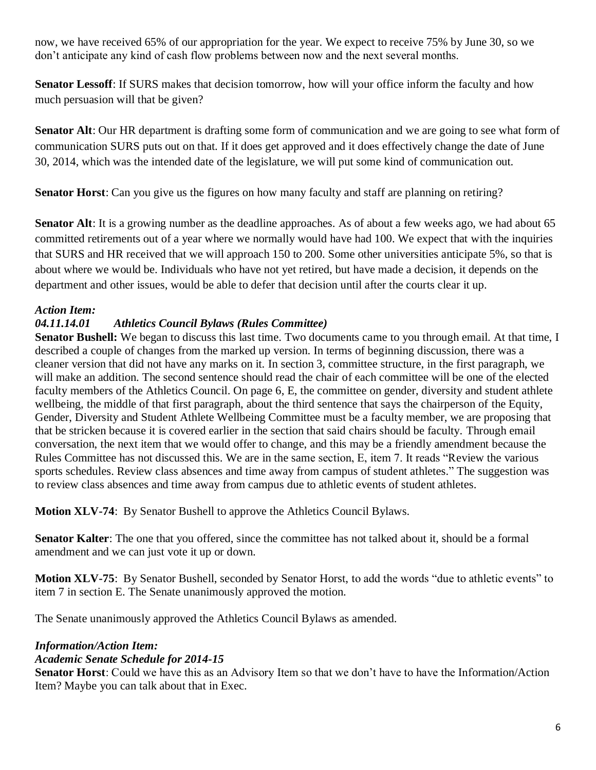now, we have received 65% of our appropriation for the year. We expect to receive 75% by June 30, so we don't anticipate any kind of cash flow problems between now and the next several months.

**Senator Lessoff**: If SURS makes that decision tomorrow, how will your office inform the faculty and how much persuasion will that be given?

**Senator Alt**: Our HR department is drafting some form of communication and we are going to see what form of communication SURS puts out on that. If it does get approved and it does effectively change the date of June 30, 2014, which was the intended date of the legislature, we will put some kind of communication out.

**Senator Horst**: Can you give us the figures on how many faculty and staff are planning on retiring?

**Senator Alt**: It is a growing number as the deadline approaches. As of about a few weeks ago, we had about 65 committed retirements out of a year where we normally would have had 100. We expect that with the inquiries that SURS and HR received that we will approach 150 to 200. Some other universities anticipate 5%, so that is about where we would be. Individuals who have not yet retired, but have made a decision, it depends on the department and other issues, would be able to defer that decision until after the courts clear it up.

***Action Item:***

***04.11.14.01 Athletics Council Bylaws (Rules Committee)***

**Senator Bushell:** We began to discuss this last time. Two documents came to you through email. At that time, I described a couple of changes from the marked up version. In terms of beginning discussion, there was a cleaner version that did not have any marks on it. In section 3, committee structure, in the first paragraph, we will make an addition. The second sentence should read the chair of each committee will be one of the elected faculty members of the Athletics Council. On page 6, E, the committee on gender, diversity and student athlete wellbeing, the middle of that first paragraph, about the third sentence that says the chairperson of the Equity, Gender, Diversity and Student Athlete Wellbeing Committee must be a faculty member, we are proposing that that be stricken because it is covered earlier in the section that said chairs should be faculty. Through email conversation, the next item that we would offer to change, and this may be a friendly amendment because the Rules Committee has not discussed this. We are in the same section, E, item 7. It reads "Review the various sports schedules. Review class absences and time away from campus of student athletes." The suggestion was to review class absences and time away from campus due to athletic events of student athletes.

**Motion XLV-74**: By Senator Bushell to approve the Athletics Council Bylaws.

**Senator Kalter**: The one that you offered, since the committee has not talked about it, should be a formal amendment and we can just vote it up or down.

**Motion XLV-75**: By Senator Bushell, seconded by Senator Horst, to add the words "due to athletic events" to item 7 in section E. The Senate unanimously approved the motion.

The Senate unanimously approved the Athletics Council Bylaws as amended.

***Information/Action Item:***

***Academic Senate Schedule for 2014-15***

**Senator Horst**: Could we have this as an Advisory Item so that we don't have to have the Information/Action Item? Maybe you can talk about that in Exec.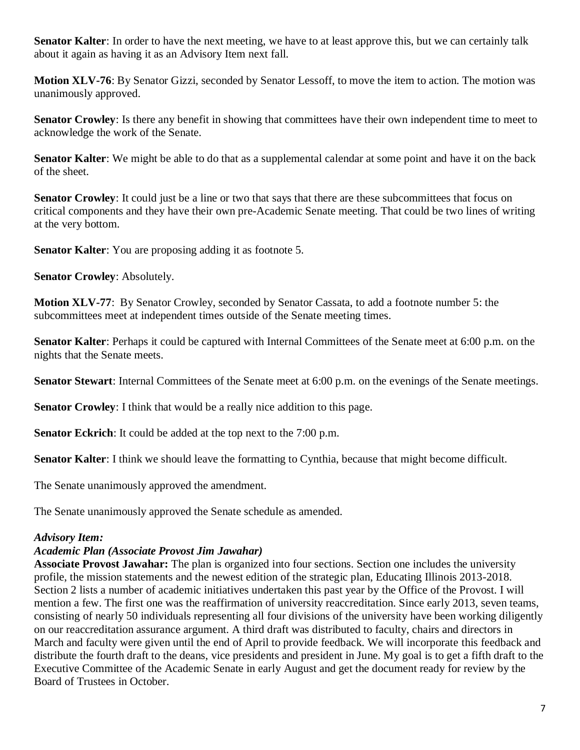**Senator Kalter**: In order to have the next meeting, we have to at least approve this, but we can certainly talk about it again as having it as an Advisory Item next fall.

**Motion XLV-76**: By Senator Gizzi, seconded by Senator Lessoff, to move the item to action. The motion was unanimously approved.

**Senator Crowley**: Is there any benefit in showing that committees have their own independent time to meet to acknowledge the work of the Senate.

**Senator Kalter**: We might be able to do that as a supplemental calendar at some point and have it on the back of the sheet.

**Senator Crowley**: It could just be a line or two that says that there are these subcommittees that focus on critical components and they have their own pre-Academic Senate meeting. That could be two lines of writing at the very bottom.

**Senator Kalter**: You are proposing adding it as footnote 5.

**Senator Crowley**: Absolutely.

**Motion XLV-77**: By Senator Crowley, seconded by Senator Cassata, to add a footnote number 5: the subcommittees meet at independent times outside of the Senate meeting times.

**Senator Kalter**: Perhaps it could be captured with Internal Committees of the Senate meet at 6:00 p.m. on the nights that the Senate meets.

**Senator Stewart**: Internal Committees of the Senate meet at 6:00 p.m. on the evenings of the Senate meetings.

**Senator Crowley**: I think that would be a really nice addition to this page.

**Senator Eckrich**: It could be added at the top next to the 7:00 p.m.

**Senator Kalter**: I think we should leave the formatting to Cynthia, because that might become difficult.

The Senate unanimously approved the amendment.

The Senate unanimously approved the Senate schedule as amended.

***Advisory Item:***

***Academic Plan (Associate Provost Jim Jawahar)***

**Associate Provost Jawahar:** The plan is organized into four sections. Section one includes the university profile, the mission statements and the newest edition of the strategic plan, Educating Illinois 2013-2018. Section 2 lists a number of academic initiatives undertaken this past year by the Office of the Provost. I will mention a few. The first one was the reaffirmation of university reaccreditation. Since early 2013, seven teams, consisting of nearly 50 individuals representing all four divisions of the university have been working diligently on our reaccreditation assurance argument. A third draft was distributed to faculty, chairs and directors in March and faculty were given until the end of April to provide feedback. We will incorporate this feedback and distribute the fourth draft to the deans, vice presidents and president in June. My goal is to get a fifth draft to the Executive Committee of the Academic Senate in early August and get the document ready for review by the Board of Trustees in October.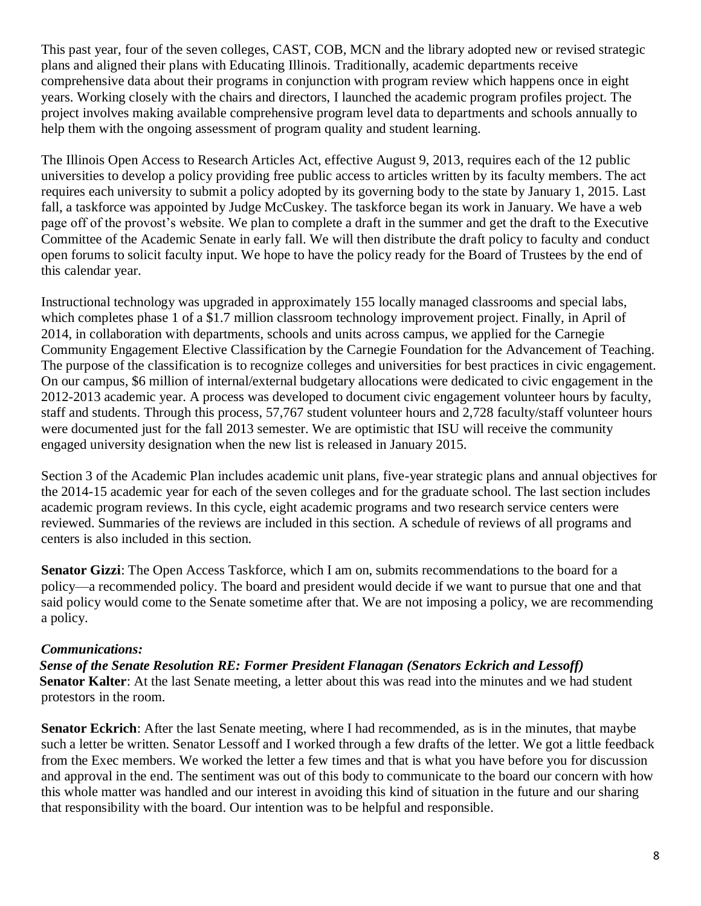This past year, four of the seven colleges, CAST, COB, MCN and the library adopted new or revised strategic plans and aligned their plans with Educating Illinois. Traditionally, academic departments receive comprehensive data about their programs in conjunction with program review which happens once in eight years. Working closely with the chairs and directors, I launched the academic program profiles project. The project involves making available comprehensive program level data to departments and schools annually to help them with the ongoing assessment of program quality and student learning.

The Illinois Open Access to Research Articles Act, effective August 9, 2013, requires each of the 12 public universities to develop a policy providing free public access to articles written by its faculty members. The act requires each university to submit a policy adopted by its governing body to the state by January 1, 2015. Last fall, a taskforce was appointed by Judge McCuskey. The taskforce began its work in January. We have a web page off of the provost's website. We plan to complete a draft in the summer and get the draft to the Executive Committee of the Academic Senate in early fall. We will then distribute the draft policy to faculty and conduct open forums to solicit faculty input. We hope to have the policy ready for the Board of Trustees by the end of this calendar year.

Instructional technology was upgraded in approximately 155 locally managed classrooms and special labs, which completes phase 1 of a $1.7 million classroom technology improvement project. Finally, in April of 2014, in collaboration with departments, schools and units across campus, we applied for the Carnegie Community Engagement Elective Classification by the Carnegie Foundation for the Advancement of Teaching. The purpose of the classification is to recognize colleges and universities for best practices in civic engagement. On our campus, $6 million of internal/external budgetary allocations were dedicated to civic engagement in the 2012-2013 academic year. A process was developed to document civic engagement volunteer hours by faculty, staff and students. Through this process, 57,767 student volunteer hours and 2,728 faculty/staff volunteer hours were documented just for the fall 2013 semester. We are optimistic that ISU will receive the community engaged university designation when the new list is released in January 2015.

Section 3 of the Academic Plan includes academic unit plans, five-year strategic plans and annual objectives for the 2014-15 academic year for each of the seven colleges and for the graduate school. The last section includes academic program reviews. In this cycle, eight academic programs and two research service centers were reviewed. Summaries of the reviews are included in this section. A schedule of reviews of all programs and centers is also included in this section.

**Senator Gizzi**: The Open Access Taskforce, which I am on, submits recommendations to the board for a policy—a recommended policy. The board and president would decide if we want to pursue that one and that said policy would come to the Senate sometime after that. We are not imposing a policy, we are recommending a policy.

***Communications:***

***Sense of the Senate Resolution RE: Former President Flanagan (Senators Eckrich and Lessoff)***

**Senator Kalter**: At the last Senate meeting, a letter about this was read into the minutes and we had student protestors in the room.

**Senator Eckrich**: After the last Senate meeting, where I had recommended, as is in the minutes, that maybe such a letter be written. Senator Lessoff and I worked through a few drafts of the letter. We got a little feedback from the Exec members. We worked the letter a few times and that is what you have before you for discussion and approval in the end. The sentiment was out of this body to communicate to the board our concern with how this whole matter was handled and our interest in avoiding this kind of situation in the future and our sharing that responsibility with the board. Our intention was to be helpful and responsible.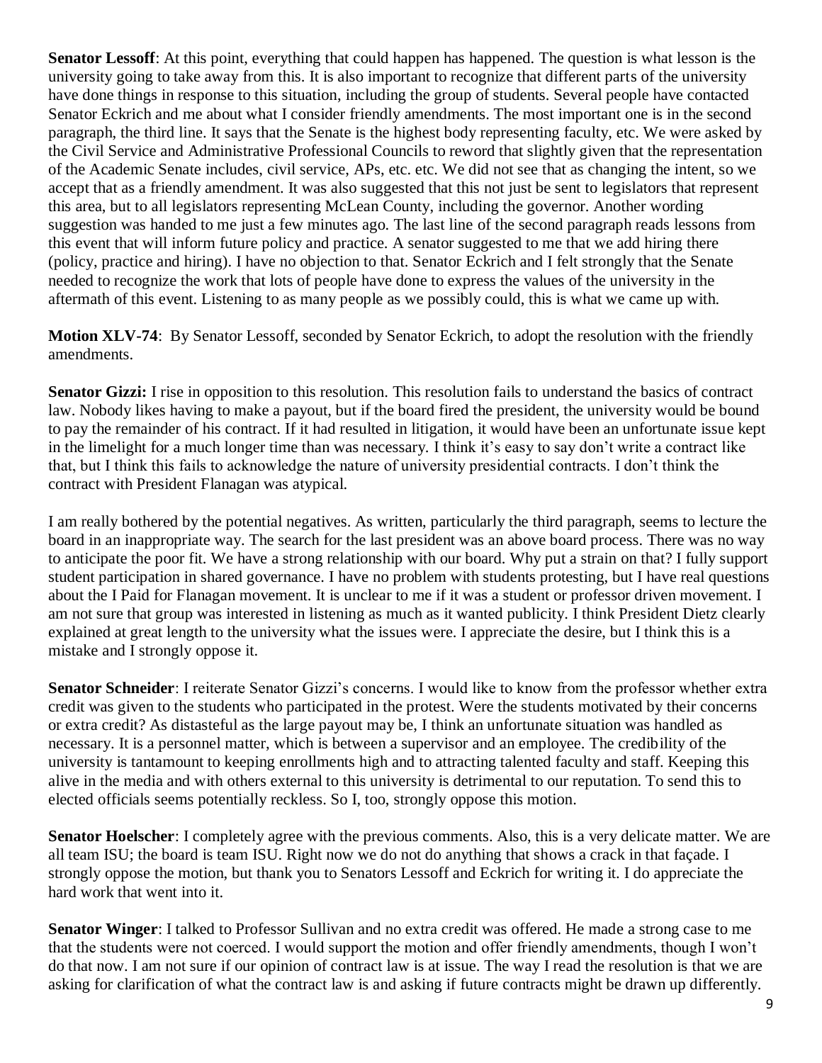**Senator Lessoff**: At this point, everything that could happen has happened. The question is what lesson is the university going to take away from this. It is also important to recognize that different parts of the university have done things in response to this situation, including the group of students. Several people have contacted Senator Eckrich and me about what I consider friendly amendments. The most important one is in the second paragraph, the third line. It says that the Senate is the highest body representing faculty, etc. We were asked by the Civil Service and Administrative Professional Councils to reword that slightly given that the representation of the Academic Senate includes, civil service, APs, etc. etc. We did not see that as changing the intent, so we accept that as a friendly amendment. It was also suggested that this not just be sent to legislators that represent this area, but to all legislators representing McLean County, including the governor. Another wording suggestion was handed to me just a few minutes ago. The last line of the second paragraph reads lessons from this event that will inform future policy and practice. A senator suggested to me that we add hiring there (policy, practice and hiring). I have no objection to that. Senator Eckrich and I felt strongly that the Senate needed to recognize the work that lots of people have done to express the values of the university in the aftermath of this event. Listening to as many people as we possibly could, this is what we came up with.

**Motion XLV-74**: By Senator Lessoff, seconded by Senator Eckrich, to adopt the resolution with the friendly amendments.

**Senator Gizzi:** I rise in opposition to this resolution. This resolution fails to understand the basics of contract law. Nobody likes having to make a payout, but if the board fired the president, the university would be bound to pay the remainder of his contract. If it had resulted in litigation, it would have been an unfortunate issue kept in the limelight for a much longer time than was necessary. I think it's easy to say don't write a contract like that, but I think this fails to acknowledge the nature of university presidential contracts. I don't think the contract with President Flanagan was atypical.

I am really bothered by the potential negatives. As written, particularly the third paragraph, seems to lecture the board in an inappropriate way. The search for the last president was an above board process. There was no way to anticipate the poor fit. We have a strong relationship with our board. Why put a strain on that? I fully support student participation in shared governance. I have no problem with students protesting, but I have real questions about the I Paid for Flanagan movement. It is unclear to me if it was a student or professor driven movement. I am not sure that group was interested in listening as much as it wanted publicity. I think President Dietz clearly explained at great length to the university what the issues were. I appreciate the desire, but I think this is a mistake and I strongly oppose it.

**Senator Schneider**: I reiterate Senator Gizzi's concerns. I would like to know from the professor whether extra credit was given to the students who participated in the protest. Were the students motivated by their concerns or extra credit? As distasteful as the large payout may be, I think an unfortunate situation was handled as necessary. It is a personnel matter, which is between a supervisor and an employee. The credibility of the university is tantamount to keeping enrollments high and to attracting talented faculty and staff. Keeping this alive in the media and with others external to this university is detrimental to our reputation. To send this to elected officials seems potentially reckless. So I, too, strongly oppose this motion.

**Senator Hoelscher**: I completely agree with the previous comments. Also, this is a very delicate matter. We are all team ISU; the board is team ISU. Right now we do not do anything that shows a crack in that façade. I strongly oppose the motion, but thank you to Senators Lessoff and Eckrich for writing it. I do appreciate the hard work that went into it.

**Senator Winger**: I talked to Professor Sullivan and no extra credit was offered. He made a strong case to me that the students were not coerced. I would support the motion and offer friendly amendments, though I won't do that now. I am not sure if our opinion of contract law is at issue. The way I read the resolution is that we are asking for clarification of what the contract law is and asking if future contracts might be drawn up differently.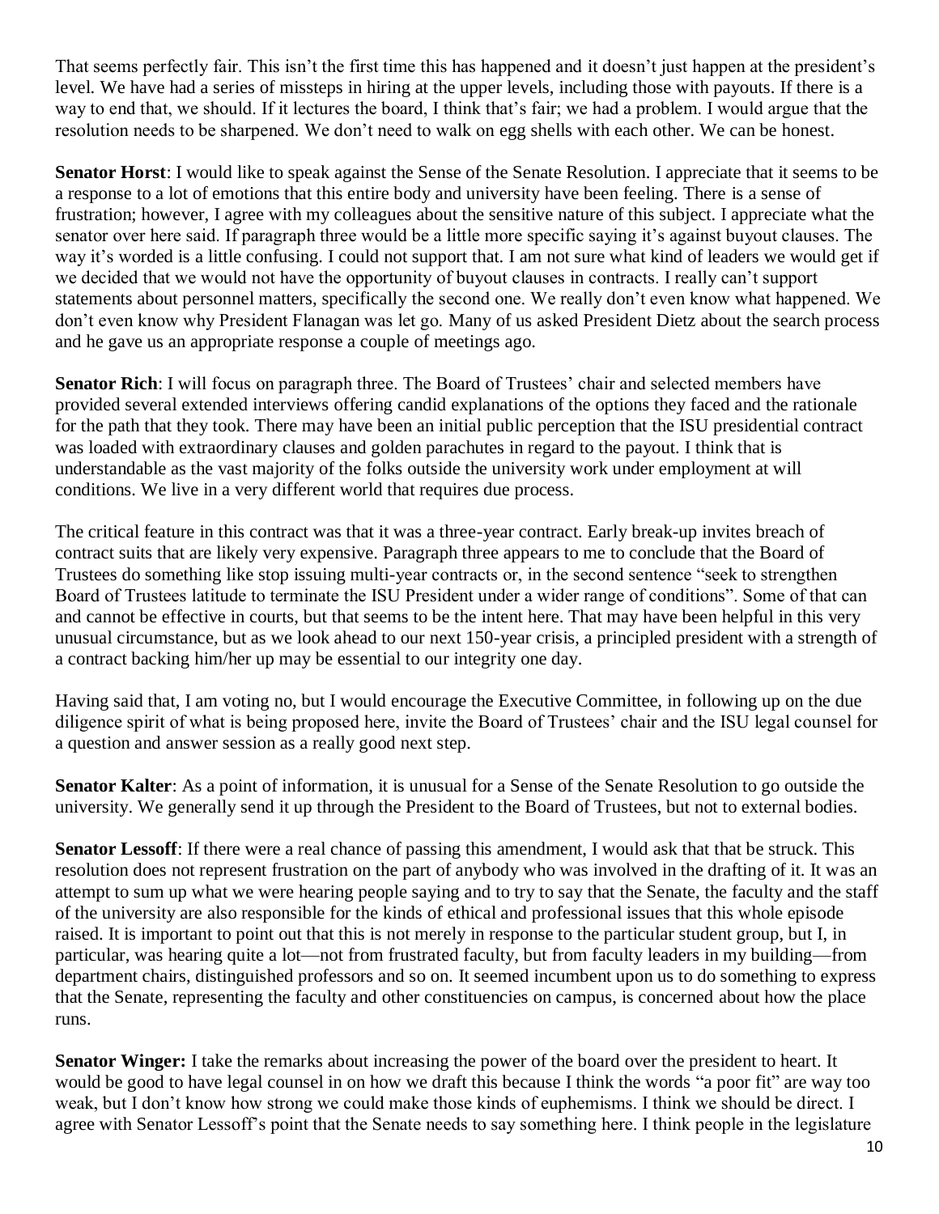That seems perfectly fair. This isn't the first time this has happened and it doesn't just happen at the president's level. We have had a series of missteps in hiring at the upper levels, including those with payouts. If there is a way to end that, we should. If it lectures the board, I think that's fair; we had a problem. I would argue that the resolution needs to be sharpened. We don't need to walk on egg shells with each other. We can be honest.

**Senator Horst**: I would like to speak against the Sense of the Senate Resolution. I appreciate that it seems to be a response to a lot of emotions that this entire body and university have been feeling. There is a sense of frustration; however, I agree with my colleagues about the sensitive nature of this subject. I appreciate what the senator over here said. If paragraph three would be a little more specific saying it's against buyout clauses. The way it's worded is a little confusing. I could not support that. I am not sure what kind of leaders we would get if we decided that we would not have the opportunity of buyout clauses in contracts. I really can't support statements about personnel matters, specifically the second one. We really don't even know what happened. We don't even know why President Flanagan was let go. Many of us asked President Dietz about the search process and he gave us an appropriate response a couple of meetings ago.

**Senator Rich**: I will focus on paragraph three. The Board of Trustees' chair and selected members have provided several extended interviews offering candid explanations of the options they faced and the rationale for the path that they took. There may have been an initial public perception that the ISU presidential contract was loaded with extraordinary clauses and golden parachutes in regard to the payout. I think that is understandable as the vast majority of the folks outside the university work under employment at will conditions. We live in a very different world that requires due process.

The critical feature in this contract was that it was a three-year contract. Early break-up invites breach of contract suits that are likely very expensive. Paragraph three appears to me to conclude that the Board of Trustees do something like stop issuing multi-year contracts or, in the second sentence "seek to strengthen Board of Trustees latitude to terminate the ISU President under a wider range of conditions". Some of that can and cannot be effective in courts, but that seems to be the intent here. That may have been helpful in this very unusual circumstance, but as we look ahead to our next 150-year crisis, a principled president with a strength of a contract backing him/her up may be essential to our integrity one day.

Having said that, I am voting no, but I would encourage the Executive Committee, in following up on the due diligence spirit of what is being proposed here, invite the Board of Trustees' chair and the ISU legal counsel for a question and answer session as a really good next step.

**Senator Kalter**: As a point of information, it is unusual for a Sense of the Senate Resolution to go outside the university. We generally send it up through the President to the Board of Trustees, but not to external bodies.

**Senator Lessoff**: If there were a real chance of passing this amendment, I would ask that that be struck. This resolution does not represent frustration on the part of anybody who was involved in the drafting of it. It was an attempt to sum up what we were hearing people saying and to try to say that the Senate, the faculty and the staff of the university are also responsible for the kinds of ethical and professional issues that this whole episode raised. It is important to point out that this is not merely in response to the particular student group, but I, in particular, was hearing quite a lot—not from frustrated faculty, but from faculty leaders in my building—from department chairs, distinguished professors and so on. It seemed incumbent upon us to do something to express that the Senate, representing the faculty and other constituencies on campus, is concerned about how the place runs.

**Senator Winger:** I take the remarks about increasing the power of the board over the president to heart. It would be good to have legal counsel in on how we draft this because I think the words "a poor fit" are way too weak, but I don't know how strong we could make those kinds of euphemisms. I think we should be direct. I agree with Senator Lessoff's point that the Senate needs to say something here. I think people in the legislature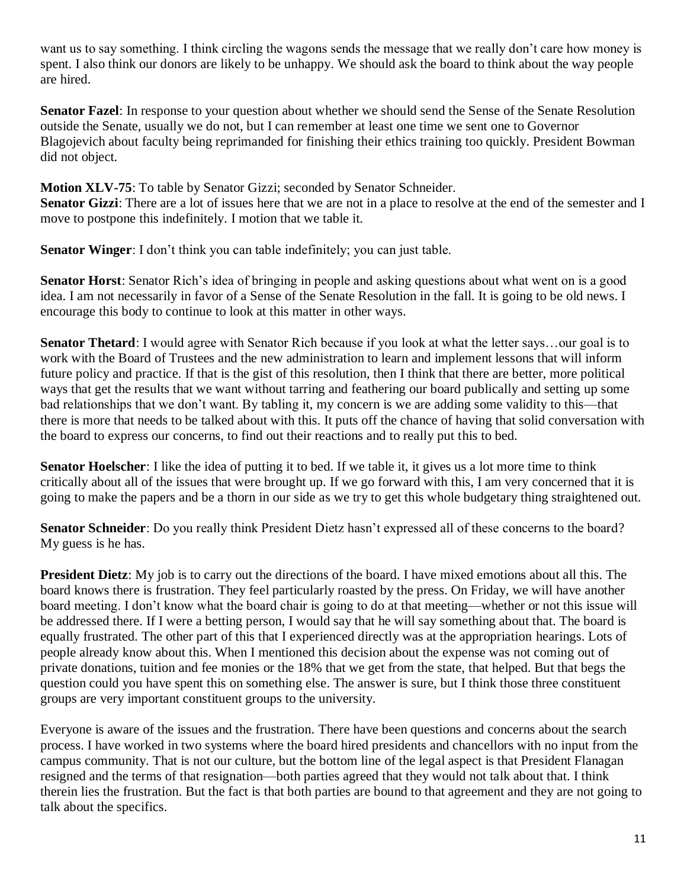want us to say something. I think circling the wagons sends the message that we really don't care how money is spent. I also think our donors are likely to be unhappy. We should ask the board to think about the way people are hired.

**Senator Fazel**: In response to your question about whether we should send the Sense of the Senate Resolution outside the Senate, usually we do not, but I can remember at least one time we sent one to Governor Blagojevich about faculty being reprimanded for finishing their ethics training too quickly. President Bowman did not object.

**Motion XLV-75**: To table by Senator Gizzi; seconded by Senator Schneider.
**Senator Gizzi**: There are a lot of issues here that we are not in a place to resolve at the end of the semester and I move to postpone this indefinitely. I motion that we table it.

**Senator Winger**: I don't think you can table indefinitely; you can just table.

**Senator Horst**: Senator Rich's idea of bringing in people and asking questions about what went on is a good idea. I am not necessarily in favor of a Sense of the Senate Resolution in the fall. It is going to be old news. I encourage this body to continue to look at this matter in other ways.

**Senator Thetard**: I would agree with Senator Rich because if you look at what the letter says…our goal is to work with the Board of Trustees and the new administration to learn and implement lessons that will inform future policy and practice. If that is the gist of this resolution, then I think that there are better, more political ways that get the results that we want without tarring and feathering our board publically and setting up some bad relationships that we don't want. By tabling it, my concern is we are adding some validity to this—that there is more that needs to be talked about with this. It puts off the chance of having that solid conversation with the board to express our concerns, to find out their reactions and to really put this to bed.

**Senator Hoelscher**: I like the idea of putting it to bed. If we table it, it gives us a lot more time to think critically about all of the issues that were brought up. If we go forward with this, I am very concerned that it is going to make the papers and be a thorn in our side as we try to get this whole budgetary thing straightened out.

**Senator Schneider**: Do you really think President Dietz hasn't expressed all of these concerns to the board? My guess is he has.

**President Dietz**: My job is to carry out the directions of the board. I have mixed emotions about all this. The board knows there is frustration. They feel particularly roasted by the press. On Friday, we will have another board meeting. I don't know what the board chair is going to do at that meeting—whether or not this issue will be addressed there. If I were a betting person, I would say that he will say something about that. The board is equally frustrated. The other part of this that I experienced directly was at the appropriation hearings. Lots of people already know about this. When I mentioned this decision about the expense was not coming out of private donations, tuition and fee monies or the 18% that we get from the state, that helped. But that begs the question could you have spent this on something else. The answer is sure, but I think those three constituent groups are very important constituent groups to the university.

Everyone is aware of the issues and the frustration. There have been questions and concerns about the search process. I have worked in two systems where the board hired presidents and chancellors with no input from the campus community. That is not our culture, but the bottom line of the legal aspect is that President Flanagan resigned and the terms of that resignation—both parties agreed that they would not talk about that. I think therein lies the frustration. But the fact is that both parties are bound to that agreement and they are not going to talk about the specifics.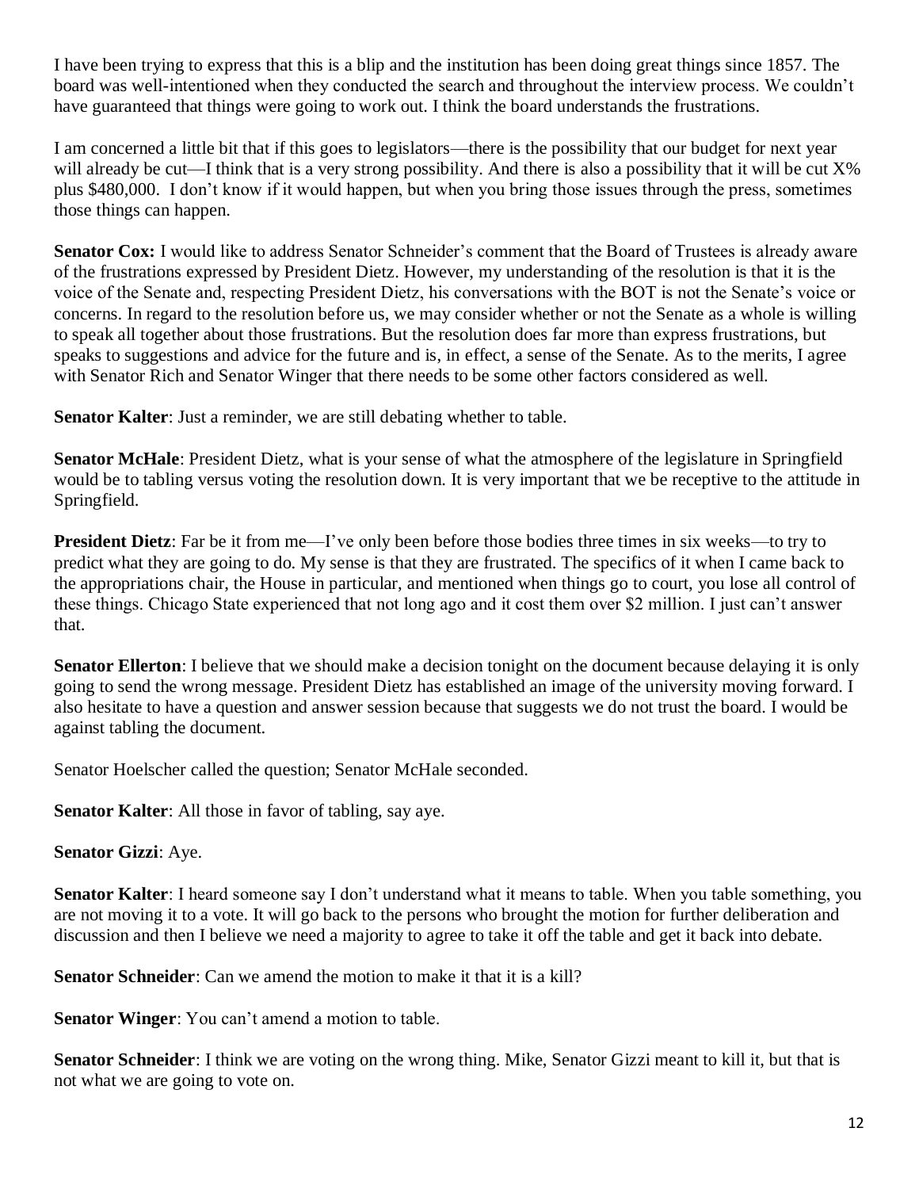I have been trying to express that this is a blip and the institution has been doing great things since 1857. The board was well-intentioned when they conducted the search and throughout the interview process. We couldn't have guaranteed that things were going to work out. I think the board understands the frustrations.

I am concerned a little bit that if this goes to legislators—there is the possibility that our budget for next year will already be cut—I think that is a very strong possibility. And there is also a possibility that it will be cut X% plus $480,000. I don't know if it would happen, but when you bring those issues through the press, sometimes those things can happen.

**Senator Cox:** I would like to address Senator Schneider's comment that the Board of Trustees is already aware of the frustrations expressed by President Dietz. However, my understanding of the resolution is that it is the voice of the Senate and, respecting President Dietz, his conversations with the BOT is not the Senate's voice or concerns. In regard to the resolution before us, we may consider whether or not the Senate as a whole is willing to speak all together about those frustrations. But the resolution does far more than express frustrations, but speaks to suggestions and advice for the future and is, in effect, a sense of the Senate. As to the merits, I agree with Senator Rich and Senator Winger that there needs to be some other factors considered as well.

**Senator Kalter**: Just a reminder, we are still debating whether to table.

**Senator McHale**: President Dietz, what is your sense of what the atmosphere of the legislature in Springfield would be to tabling versus voting the resolution down. It is very important that we be receptive to the attitude in Springfield.

**President Dietz**: Far be it from me—I've only been before those bodies three times in six weeks—to try to predict what they are going to do. My sense is that they are frustrated. The specifics of it when I came back to the appropriations chair, the House in particular, and mentioned when things go to court, you lose all control of these things. Chicago State experienced that not long ago and it cost them over $2 million. I just can't answer that.

**Senator Ellerton**: I believe that we should make a decision tonight on the document because delaying it is only going to send the wrong message. President Dietz has established an image of the university moving forward. I also hesitate to have a question and answer session because that suggests we do not trust the board. I would be against tabling the document.

Senator Hoelscher called the question; Senator McHale seconded.

**Senator Kalter**: All those in favor of tabling, say aye.

**Senator Gizzi**: Aye.

**Senator Kalter**: I heard someone say I don't understand what it means to table. When you table something, you are not moving it to a vote. It will go back to the persons who brought the motion for further deliberation and discussion and then I believe we need a majority to agree to take it off the table and get it back into debate.

**Senator Schneider**: Can we amend the motion to make it that it is a kill?

**Senator Winger**: You can't amend a motion to table.

**Senator Schneider**: I think we are voting on the wrong thing. Mike, Senator Gizzi meant to kill it, but that is not what we are going to vote on.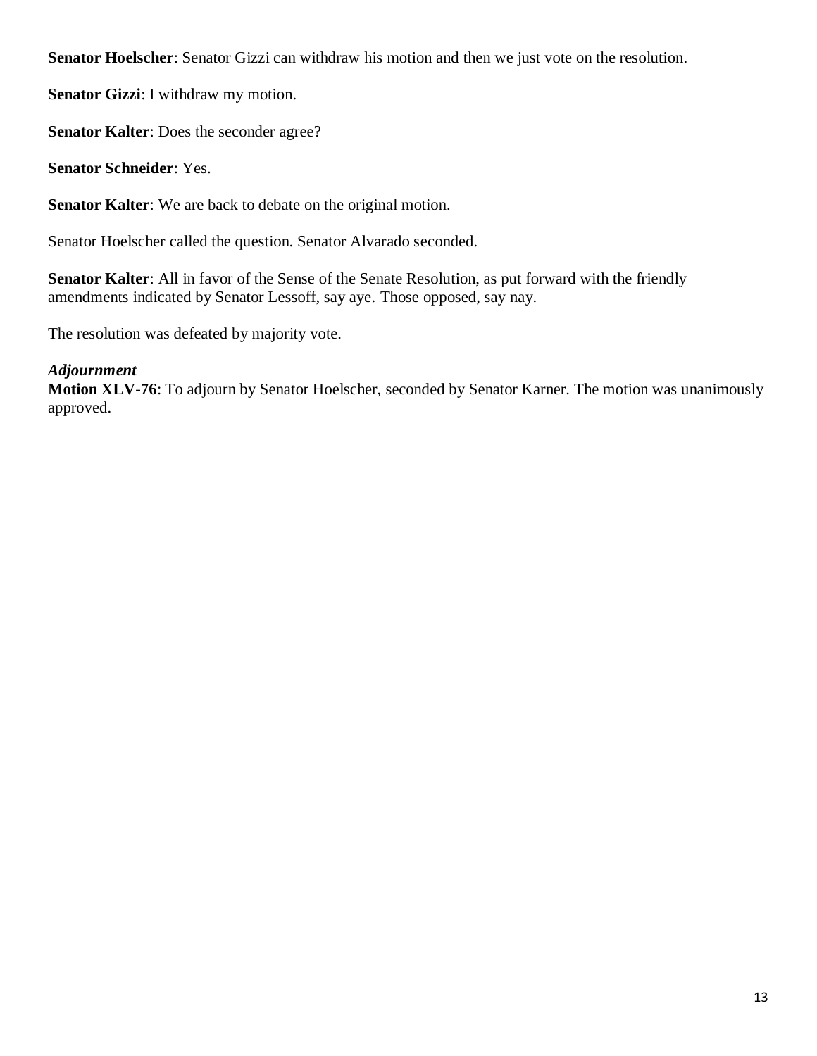**Senator Hoelscher**: Senator Gizzi can withdraw his motion and then we just vote on the resolution.

**Senator Gizzi**: I withdraw my motion.

**Senator Kalter**: Does the seconder agree?

**Senator Schneider**: Yes.

**Senator Kalter**: We are back to debate on the original motion.

Senator Hoelscher called the question. Senator Alvarado seconded.

**Senator Kalter**: All in favor of the Sense of the Senate Resolution, as put forward with the friendly amendments indicated by Senator Lessoff, say aye. Those opposed, say nay.

The resolution was defeated by majority vote.

***Adjournment***

**Motion XLV-76**: To adjourn by Senator Hoelscher, seconded by Senator Karner. The motion was unanimously approved.